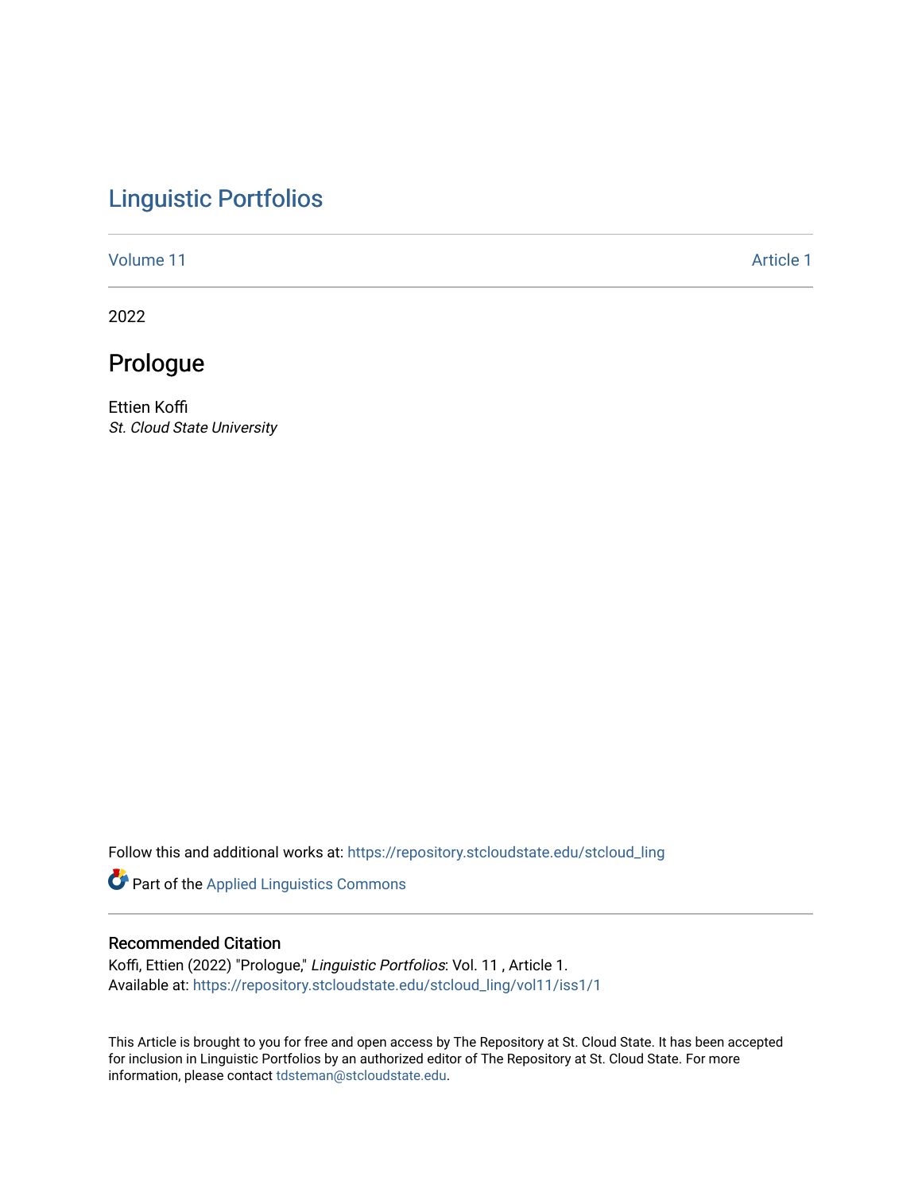# Linguistic Portfolios

Volume 11 Article 1

2022

## Prologue

Ettien Koffi
*St. Cloud State University*

Follow this and additional works at: https://repository.stcloudstate.edu/stcloud_ling

Part of the Applied Linguistics Commons

### Recommended Citation

Koffi, Ettien (2022) "Prologue," *Linguistic Portfolios*: Vol. 11 , Article 1.
Available at: https://repository.stcloudstate.edu/stcloud_ling/vol11/iss1/1

This Article is brought to you for free and open access by The Repository at St. Cloud State. It has been accepted for inclusion in Linguistic Portfolios by an authorized editor of The Repository at St. Cloud State. For more information, please contact tdsteman@stcloudstate.edu.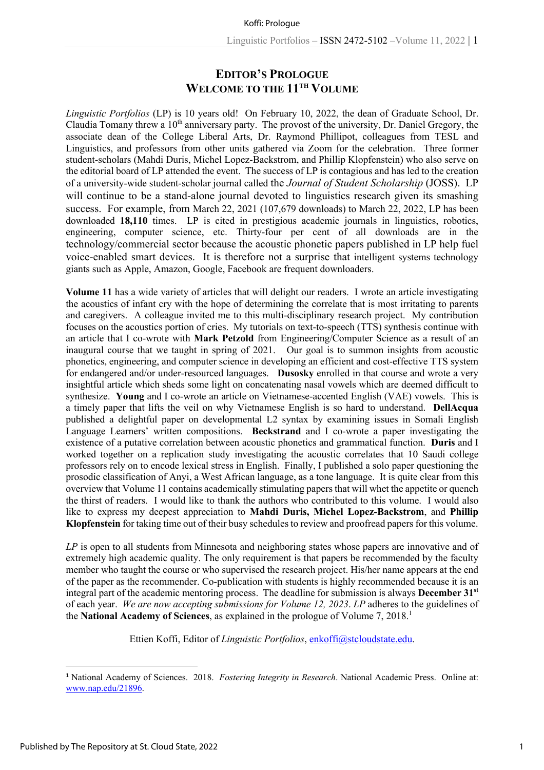# Editor's Prologue Welcome to the 11th Volume

*Linguistic Portfolios* (LP) is 10 years old! On February 10, 2022, the dean of Graduate School, Dr. Claudia Tomany threw a 10th anniversary party. The provost of the university, Dr. Daniel Gregory, the associate dean of the College Liberal Arts, Dr. Raymond Phillipot, colleagues from TESL and Linguistics, and professors from other units gathered via Zoom for the celebration. Three former student-scholars (Mahdi Duris, Michel Lopez-Backstrom, and Phillip Klopfenstein) who also serve on the editorial board of LP attended the event. The success of LP is contagious and has led to the creation of a university-wide student-scholar journal called the *Journal of Student Scholarship* (JOSS). LP will continue to be a stand-alone journal devoted to linguistics research given its smashing success. For example, from March 22, 2021 (107,679 downloads) to March 22, 2022, LP has been downloaded **18,110** times. LP is cited in prestigious academic journals in linguistics, robotics, engineering, computer science, etc. Thirty-four per cent of all downloads are in the technology/commercial sector because the acoustic phonetic papers published in LP help fuel voice-enabled smart devices. It is therefore not a surprise that intelligent systems technology giants such as Apple, Amazon, Google, Facebook are frequent downloaders.

**Volume 11** has a wide variety of articles that will delight our readers. I wrote an article investigating the acoustics of infant cry with the hope of determining the correlate that is most irritating to parents and caregivers. A colleague invited me to this multi-disciplinary research project. My contribution focuses on the acoustics portion of cries. My tutorials on text-to-speech (TTS) synthesis continue with an article that I co-wrote with **Mark Petzold** from Engineering/Computer Science as a result of an inaugural course that we taught in spring of 2021. Our goal is to summon insights from acoustic phonetics, engineering, and computer science in developing an efficient and cost-effective TTS system for endangered and/or under-resourced languages. **Dusosky** enrolled in that course and wrote a very insightful article which sheds some light on concatenating nasal vowels which are deemed difficult to synthesize. **Young** and I co-wrote an article on Vietnamese-accented English (VAE) vowels. This is a timely paper that lifts the veil on why Vietnamese English is so hard to understand. **DellAcqua** published a delightful paper on developmental L2 syntax by examining issues in Somali English Language Learners' written compositions. **Beckstrand** and I co-wrote a paper investigating the existence of a putative correlation between acoustic phonetics and grammatical function. **Duris** and I worked together on a replication study investigating the acoustic correlates that 10 Saudi college professors rely on to encode lexical stress in English. Finally, I published a solo paper questioning the prosodic classification of Anyi, a West African language, as a tone language. It is quite clear from this overview that Volume 11 contains academically stimulating papers that will whet the appetite or quench the thirst of readers. I would like to thank the authors who contributed to this volume. I would also like to express my deepest appreciation to **Mahdi Duris, Michel Lopez-Backstrom**, and **Phillip Klopfenstein** for taking time out of their busy schedules to review and proofread papers for this volume.

*LP* is open to all students from Minnesota and neighboring states whose papers are innovative and of extremely high academic quality. The only requirement is that papers be recommended by the faculty member who taught the course or who supervised the research project. His/her name appears at the end of the paper as the recommender. Co-publication with students is highly recommended because it is an integral part of the academic mentoring process. The deadline for submission is always **December 31st** of each year. *We are now accepting submissions for Volume 12, 2023*. *LP* adheres to the guidelines of the **National Academy of Sciences**, as explained in the prologue of Volume 7, 2018.[1]

Ettien Koffi, Editor of *Linguistic Portfolios*, enkoffi@stcloudstate.edu.

[1] National Academy of Sciences. 2018. *Fostering Integrity in Research*. National Academic Press. Online at: www.nap.edu/21896.